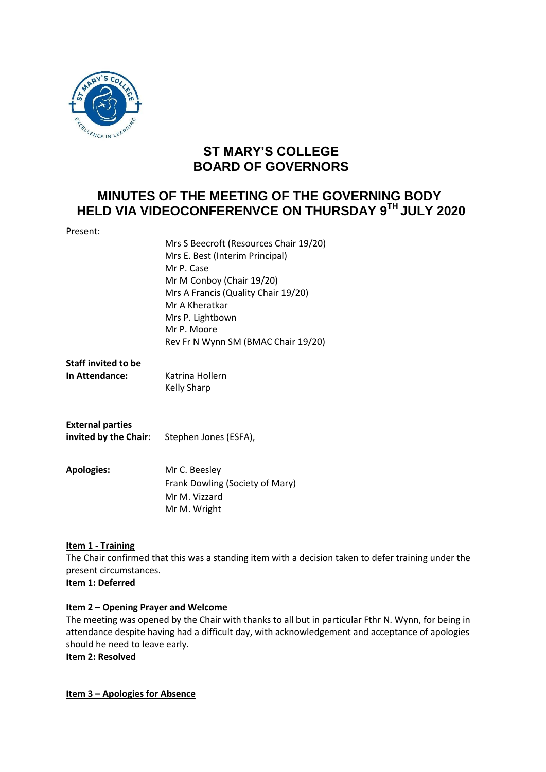# ST MARY'S COLLEGE
# BOARD OF GOVERNORS

## MINUTES OF THE MEETING OF THE GOVERNING BODY HELD VIA VIDEOCONFERENVCE ON THURSDAY 9TH JULY 2020

Present:

Mrs S Beecroft (Resources Chair 19/20)
Mrs E. Best (Interim Principal)
Mr P. Case
Mr M Conboy (Chair 19/20)
Mrs A Francis (Quality Chair 19/20)
Mr A Kheratkar
Mrs P. Lightbown
Mr P. Moore
Rev Fr N Wynn SM (BMAC Chair 19/20)

**Staff invited to be In Attendance:** Katrina Hollern
Kelly Sharp

**External parties invited by the Chair**: Stephen Jones (ESFA),

**Apologies:** Mr C. Beesley
Frank Dowling (Society of Mary)
Mr M. Vizzard
Mr M. Wright

**Item 1 - Training**

The Chair confirmed that this was a standing item with a decision taken to defer training under the present circumstances.

**Item 1: Deferred**

**Item 2 – Opening Prayer and Welcome**

The meeting was opened by the Chair with thanks to all but in particular Fthr N. Wynn, for being in attendance despite having had a difficult day, with acknowledgement and acceptance of apologies should he need to leave early.

**Item 2: Resolved**

**Item 3 – Apologies for Absence**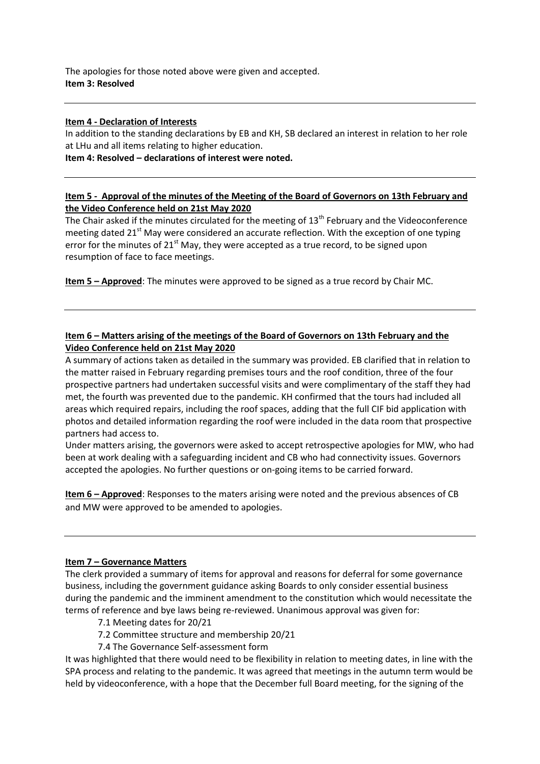The apologies for those noted above were given and accepted.
**Item 3: Resolved**

---

**Item 4 - Declaration of Interests**

In addition to the standing declarations by EB and KH, SB declared an interest in relation to her role at LHu and all items relating to higher education.

**Item 4: Resolved – declarations of interest were noted.**

---

**Item 5 - Approval of the minutes of the Meeting of the Board of Governors on 13th February and the Video Conference held on 21st May 2020**

The Chair asked if the minutes circulated for the meeting of 13th February and the Videoconference meeting dated 21st May were considered an accurate reflection. With the exception of one typing error for the minutes of 21st May, they were accepted as a true record, to be signed upon resumption of face to face meetings.

**Item 5 – Approved**: The minutes were approved to be signed as a true record by Chair MC.

---

**Item 6 – Matters arising of the meetings of the Board of Governors on 13th February and the Video Conference held on 21st May 2020**

A summary of actions taken as detailed in the summary was provided. EB clarified that in relation to the matter raised in February regarding premises tours and the roof condition, three of the four prospective partners had undertaken successful visits and were complimentary of the staff they had met, the fourth was prevented due to the pandemic. KH confirmed that the tours had included all areas which required repairs, including the roof spaces, adding that the full CIF bid application with photos and detailed information regarding the roof were included in the data room that prospective partners had access to.

Under matters arising, the governors were asked to accept retrospective apologies for MW, who had been at work dealing with a safeguarding incident and CB who had connectivity issues. Governors accepted the apologies. No further questions or on-going items to be carried forward.

**Item 6 – Approved**: Responses to the maters arising were noted and the previous absences of CB and MW were approved to be amended to apologies.

---

**Item 7 – Governance Matters**

The clerk provided a summary of items for approval and reasons for deferral for some governance business, including the government guidance asking Boards to only consider essential business during the pandemic and the imminent amendment to the constitution which would necessitate the terms of reference and bye laws being re-reviewed. Unanimous approval was given for:

- 7.1 Meeting dates for 20/21
- 7.2 Committee structure and membership 20/21
- 7.4 The Governance Self-assessment form

It was highlighted that there would need to be flexibility in relation to meeting dates, in line with the SPA process and relating to the pandemic. It was agreed that meetings in the autumn term would be held by videoconference, with a hope that the December full Board meeting, for the signing of the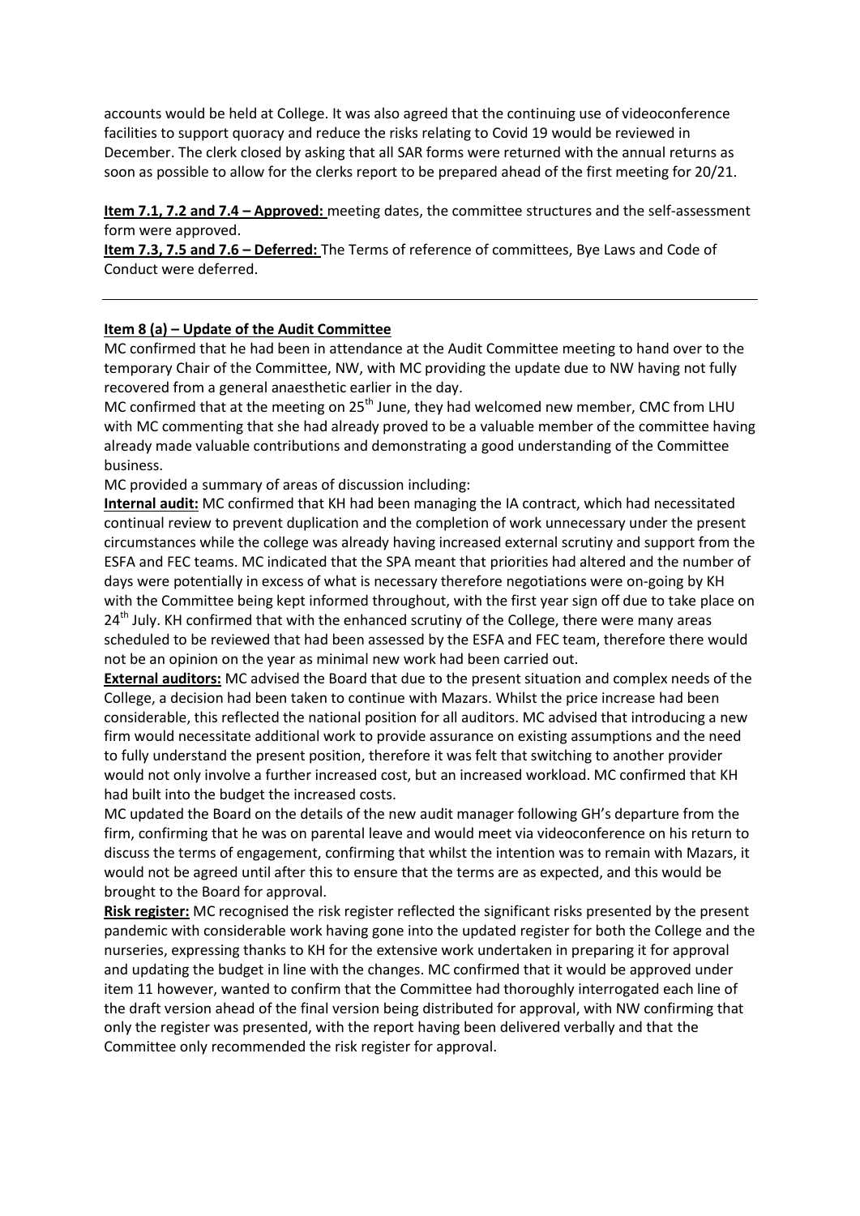accounts would be held at College. It was also agreed that the continuing use of videoconference facilities to support quoracy and reduce the risks relating to Covid 19 would be reviewed in December. The clerk closed by asking that all SAR forms were returned with the annual returns as soon as possible to allow for the clerks report to be prepared ahead of the first meeting for 20/21.

**Item 7.1, 7.2 and 7.4 – Approved:** meeting dates, the committee structures and the self-assessment form were approved.
**Item 7.3, 7.5 and 7.6 – Deferred:** The Terms of reference of committees, Bye Laws and Code of Conduct were deferred.

---

**Item 8 (a) – Update of the Audit Committee**

MC confirmed that he had been in attendance at the Audit Committee meeting to hand over to the temporary Chair of the Committee, NW, with MC providing the update due to NW having not fully recovered from a general anaesthetic earlier in the day.

MC confirmed that at the meeting on 25th June, they had welcomed new member, CMC from LHU with MC commenting that she had already proved to be a valuable member of the committee having already made valuable contributions and demonstrating a good understanding of the Committee business.

MC provided a summary of areas of discussion including:

**Internal audit:** MC confirmed that KH had been managing the IA contract, which had necessitated continual review to prevent duplication and the completion of work unnecessary under the present circumstances while the college was already having increased external scrutiny and support from the ESFA and FEC teams. MC indicated that the SPA meant that priorities had altered and the number of days were potentially in excess of what is necessary therefore negotiations were on-going by KH with the Committee being kept informed throughout, with the first year sign off due to take place on 24th July. KH confirmed that with the enhanced scrutiny of the College, there were many areas scheduled to be reviewed that had been assessed by the ESFA and FEC team, therefore there would not be an opinion on the year as minimal new work had been carried out.

**External auditors:** MC advised the Board that due to the present situation and complex needs of the College, a decision had been taken to continue with Mazars. Whilst the price increase had been considerable, this reflected the national position for all auditors. MC advised that introducing a new firm would necessitate additional work to provide assurance on existing assumptions and the need to fully understand the present position, therefore it was felt that switching to another provider would not only involve a further increased cost, but an increased workload. MC confirmed that KH had built into the budget the increased costs.

MC updated the Board on the details of the new audit manager following GH's departure from the firm, confirming that he was on parental leave and would meet via videoconference on his return to discuss the terms of engagement, confirming that whilst the intention was to remain with Mazars, it would not be agreed until after this to ensure that the terms are as expected, and this would be brought to the Board for approval.

**Risk register:** MC recognised the risk register reflected the significant risks presented by the present pandemic with considerable work having gone into the updated register for both the College and the nurseries, expressing thanks to KH for the extensive work undertaken in preparing it for approval and updating the budget in line with the changes. MC confirmed that it would be approved under item 11 however, wanted to confirm that the Committee had thoroughly interrogated each line of the draft version ahead of the final version being distributed for approval, with NW confirming that only the register was presented, with the report having been delivered verbally and that the Committee only recommended the risk register for approval.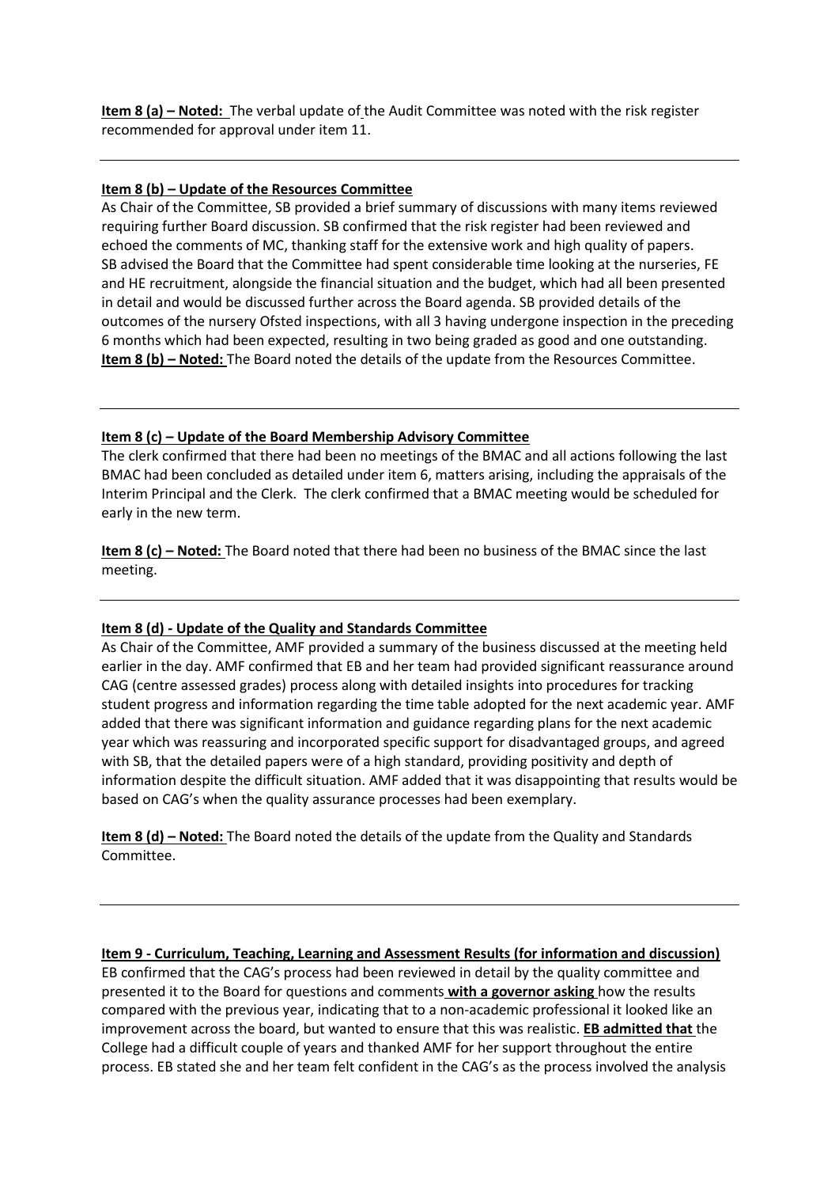**Item 8 (a) – Noted:** The verbal update of the Audit Committee was noted with the risk register recommended for approval under item 11.

---

**Item 8 (b) – Update of the Resources Committee**

As Chair of the Committee, SB provided a brief summary of discussions with many items reviewed requiring further Board discussion. SB confirmed that the risk register had been reviewed and echoed the comments of MC, thanking staff for the extensive work and high quality of papers. SB advised the Board that the Committee had spent considerable time looking at the nurseries, FE and HE recruitment, alongside the financial situation and the budget, which had all been presented in detail and would be discussed further across the Board agenda. SB provided details of the outcomes of the nursery Ofsted inspections, with all 3 having undergone inspection in the preceding 6 months which had been expected, resulting in two being graded as good and one outstanding.

**Item 8 (b) – Noted:** The Board noted the details of the update from the Resources Committee.

---

**Item 8 (c) – Update of the Board Membership Advisory Committee**

The clerk confirmed that there had been no meetings of the BMAC and all actions following the last BMAC had been concluded as detailed under item 6, matters arising, including the appraisals of the Interim Principal and the Clerk. The clerk confirmed that a BMAC meeting would be scheduled for early in the new term.

**Item 8 (c) – Noted:** The Board noted that there had been no business of the BMAC since the last meeting.

---

**Item 8 (d) - Update of the Quality and Standards Committee**

As Chair of the Committee, AMF provided a summary of the business discussed at the meeting held earlier in the day. AMF confirmed that EB and her team had provided significant reassurance around CAG (centre assessed grades) process along with detailed insights into procedures for tracking student progress and information regarding the time table adopted for the next academic year. AMF added that there was significant information and guidance regarding plans for the next academic year which was reassuring and incorporated specific support for disadvantaged groups, and agreed with SB, that the detailed papers were of a high standard, providing positivity and depth of information despite the difficult situation. AMF added that it was disappointing that results would be based on CAG's when the quality assurance processes had been exemplary.

**Item 8 (d) – Noted:** The Board noted the details of the update from the Quality and Standards Committee.

---

**Item 9 - Curriculum, Teaching, Learning and Assessment Results (for information and discussion)**

EB confirmed that the CAG's process had been reviewed in detail by the quality committee and presented it to the Board for questions and comments **with a governor asking** how the results compared with the previous year, indicating that to a non-academic professional it looked like an improvement across the board, but wanted to ensure that this was realistic. **EB admitted that** the College had a difficult couple of years and thanked AMF for her support throughout the entire process. EB stated she and her team felt confident in the CAG's as the process involved the analysis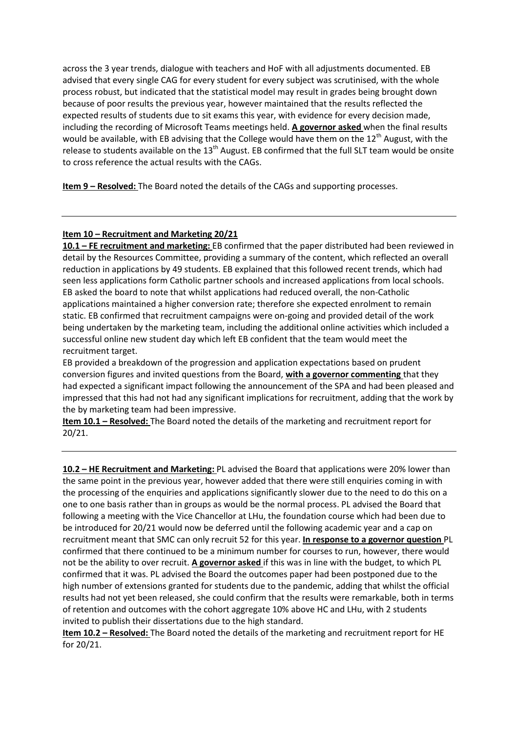across the 3 year trends, dialogue with teachers and HoF with all adjustments documented. EB advised that every single CAG for every student for every subject was scrutinised, with the whole process robust, but indicated that the statistical model may result in grades being brought down because of poor results the previous year, however maintained that the results reflected the expected results of students due to sit exams this year, with evidence for every decision made, including the recording of Microsoft Teams meetings held. **A governor asked** when the final results would be available, with EB advising that the College would have them on the 12th August, with the release to students available on the 13th August. EB confirmed that the full SLT team would be onsite to cross reference the actual results with the CAGs.

**Item 9 – Resolved:** The Board noted the details of the CAGs and supporting processes.

---

**Item 10 – Recruitment and Marketing 20/21**

**10.1 – FE recruitment and marketing:** EB confirmed that the paper distributed had been reviewed in detail by the Resources Committee, providing a summary of the content, which reflected an overall reduction in applications by 49 students. EB explained that this followed recent trends, which had seen less applications form Catholic partner schools and increased applications from local schools. EB asked the board to note that whilst applications had reduced overall, the non-Catholic applications maintained a higher conversion rate; therefore she expected enrolment to remain static. EB confirmed that recruitment campaigns were on-going and provided detail of the work being undertaken by the marketing team, including the additional online activities which included a successful online new student day which left EB confident that the team would meet the recruitment target.

EB provided a breakdown of the progression and application expectations based on prudent conversion figures and invited questions from the Board, **with a governor commenting** that they had expected a significant impact following the announcement of the SPA and had been pleased and impressed that this had not had any significant implications for recruitment, adding that the work by the by marketing team had been impressive.

**Item 10.1 – Resolved:** The Board noted the details of the marketing and recruitment report for 20/21.

---

**10.2 – HE Recruitment and Marketing:** PL advised the Board that applications were 20% lower than the same point in the previous year, however added that there were still enquiries coming in with the processing of the enquiries and applications significantly slower due to the need to do this on a one to one basis rather than in groups as would be the normal process. PL advised the Board that following a meeting with the Vice Chancellor at LHu, the foundation course which had been due to be introduced for 20/21 would now be deferred until the following academic year and a cap on recruitment meant that SMC can only recruit 52 for this year. **In response to a governor question** PL confirmed that there continued to be a minimum number for courses to run, however, there would not be the ability to over recruit. **A governor asked** if this was in line with the budget, to which PL confirmed that it was. PL advised the Board the outcomes paper had been postponed due to the high number of extensions granted for students due to the pandemic, adding that whilst the official results had not yet been released, she could confirm that the results were remarkable, both in terms of retention and outcomes with the cohort aggregate 10% above HC and LHu, with 2 students invited to publish their dissertations due to the high standard.

**Item 10.2 – Resolved:** The Board noted the details of the marketing and recruitment report for HE for 20/21.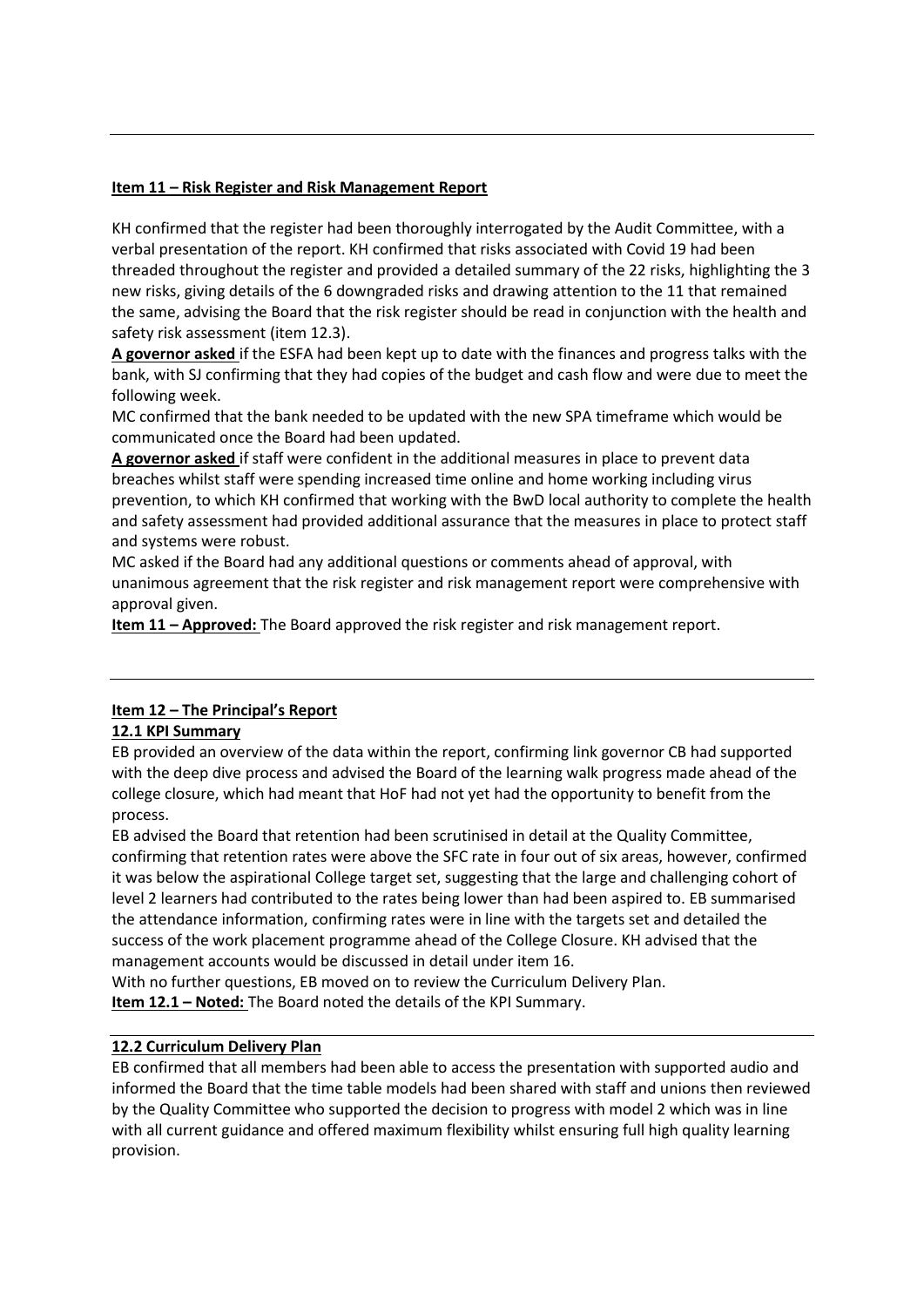**Item 11 – Risk Register and Risk Management Report**

KH confirmed that the register had been thoroughly interrogated by the Audit Committee, with a verbal presentation of the report. KH confirmed that risks associated with Covid 19 had been threaded throughout the register and provided a detailed summary of the 22 risks, highlighting the 3 new risks, giving details of the 6 downgraded risks and drawing attention to the 11 that remained the same, advising the Board that the risk register should be read in conjunction with the health and safety risk assessment (item 12.3).

**A governor asked** if the ESFA had been kept up to date with the finances and progress talks with the bank, with SJ confirming that they had copies of the budget and cash flow and were due to meet the following week.

MC confirmed that the bank needed to be updated with the new SPA timeframe which would be communicated once the Board had been updated.

**A governor asked** if staff were confident in the additional measures in place to prevent data breaches whilst staff were spending increased time online and home working including virus prevention, to which KH confirmed that working with the BwD local authority to complete the health and safety assessment had provided additional assurance that the measures in place to protect staff and systems were robust.

MC asked if the Board had any additional questions or comments ahead of approval, with unanimous agreement that the risk register and risk management report were comprehensive with approval given.

**Item 11 – Approved:** The Board approved the risk register and risk management report.

---

**Item 12 – The Principal's Report**

**12.1 KPI Summary**

EB provided an overview of the data within the report, confirming link governor CB had supported with the deep dive process and advised the Board of the learning walk progress made ahead of the college closure, which had meant that HoF had not yet had the opportunity to benefit from the process.

EB advised the Board that retention had been scrutinised in detail at the Quality Committee, confirming that retention rates were above the SFC rate in four out of six areas, however, confirmed it was below the aspirational College target set, suggesting that the large and challenging cohort of level 2 learners had contributed to the rates being lower than had been aspired to. EB summarised the attendance information, confirming rates were in line with the targets set and detailed the success of the work placement programme ahead of the College Closure. KH advised that the management accounts would be discussed in detail under item 16.

With no further questions, EB moved on to review the Curriculum Delivery Plan.

**Item 12.1 – Noted:** The Board noted the details of the KPI Summary.

**12.2 Curriculum Delivery Plan**

EB confirmed that all members had been able to access the presentation with supported audio and informed the Board that the time table models had been shared with staff and unions then reviewed by the Quality Committee who supported the decision to progress with model 2 which was in line with all current guidance and offered maximum flexibility whilst ensuring full high quality learning provision.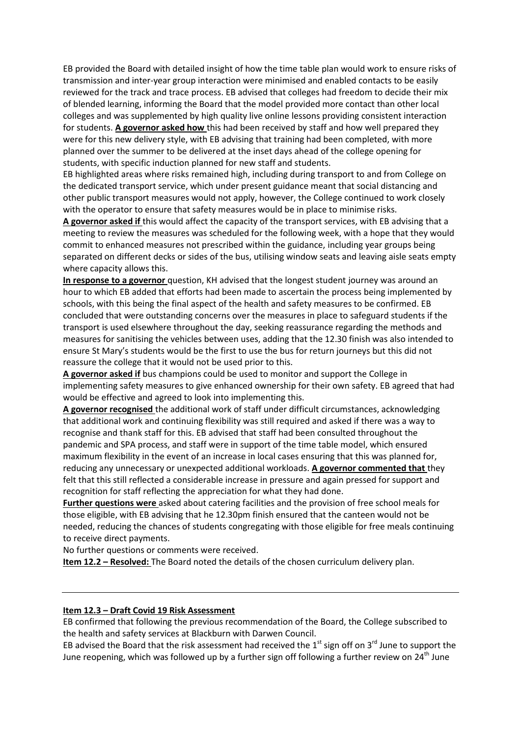EB provided the Board with detailed insight of how the time table plan would work to ensure risks of transmission and inter-year group interaction were minimised and enabled contacts to be easily reviewed for the track and trace process. EB advised that colleges had freedom to decide their mix of blended learning, informing the Board that the model provided more contact than other local colleges and was supplemented by high quality live online lessons providing consistent interaction for students. **A governor asked how** this had been received by staff and how well prepared they were for this new delivery style, with EB advising that training had been completed, with more planned over the summer to be delivered at the inset days ahead of the college opening for students, with specific induction planned for new staff and students.

EB highlighted areas where risks remained high, including during transport to and from College on the dedicated transport service, which under present guidance meant that social distancing and other public transport measures would not apply, however, the College continued to work closely with the operator to ensure that safety measures would be in place to minimise risks.

**A governor asked if** this would affect the capacity of the transport services, with EB advising that a meeting to review the measures was scheduled for the following week, with a hope that they would commit to enhanced measures not prescribed within the guidance, including year groups being separated on different decks or sides of the bus, utilising window seats and leaving aisle seats empty where capacity allows this.

**In response to a governor** question, KH advised that the longest student journey was around an hour to which EB added that efforts had been made to ascertain the process being implemented by schools, with this being the final aspect of the health and safety measures to be confirmed. EB concluded that were outstanding concerns over the measures in place to safeguard students if the transport is used elsewhere throughout the day, seeking reassurance regarding the methods and measures for sanitising the vehicles between uses, adding that the 12.30 finish was also intended to ensure St Mary's students would be the first to use the bus for return journeys but this did not reassure the college that it would not be used prior to this.

**A governor asked if** bus champions could be used to monitor and support the College in implementing safety measures to give enhanced ownership for their own safety. EB agreed that had would be effective and agreed to look into implementing this.

**A governor recognised** the additional work of staff under difficult circumstances, acknowledging that additional work and continuing flexibility was still required and asked if there was a way to recognise and thank staff for this. EB advised that staff had been consulted throughout the pandemic and SPA process, and staff were in support of the time table model, which ensured maximum flexibility in the event of an increase in local cases ensuring that this was planned for, reducing any unnecessary or unexpected additional workloads. **A governor commented that** they felt that this still reflected a considerable increase in pressure and again pressed for support and recognition for staff reflecting the appreciation for what they had done.

**Further questions were** asked about catering facilities and the provision of free school meals for those eligible, with EB advising that he 12.30pm finish ensured that the canteen would not be needed, reducing the chances of students congregating with those eligible for free meals continuing to receive direct payments.

No further questions or comments were received.

**Item 12.2 – Resolved:** The Board noted the details of the chosen curriculum delivery plan.

---

**Item 12.3 – Draft Covid 19 Risk Assessment**

EB confirmed that following the previous recommendation of the Board, the College subscribed to the health and safety services at Blackburn with Darwen Council.

EB advised the Board that the risk assessment had received the 1st sign off on 3rd June to support the June reopening, which was followed up by a further sign off following a further review on 24th June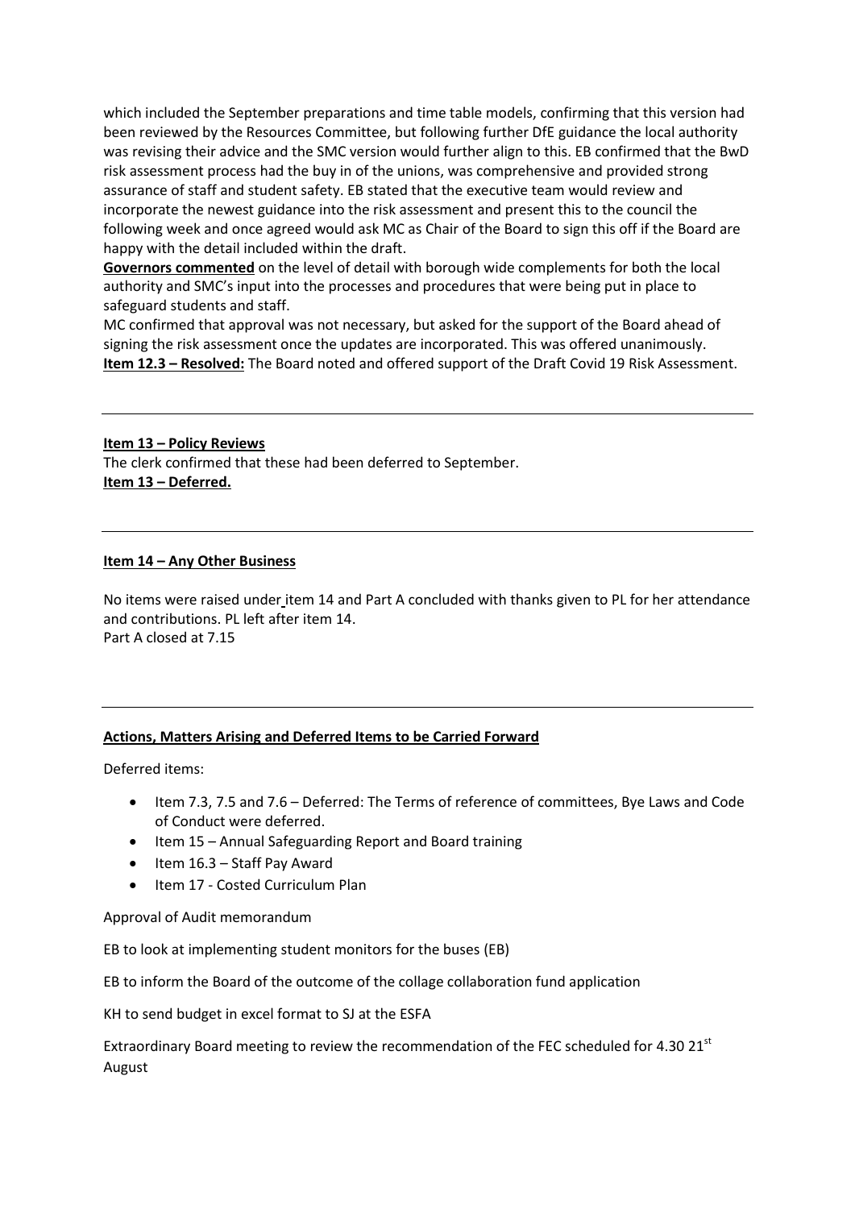which included the September preparations and time table models, confirming that this version had been reviewed by the Resources Committee, but following further DfE guidance the local authority was revising their advice and the SMC version would further align to this. EB confirmed that the BwD risk assessment process had the buy in of the unions, was comprehensive and provided strong assurance of staff and student safety. EB stated that the executive team would review and incorporate the newest guidance into the risk assessment and present this to the council the following week and once agreed would ask MC as Chair of the Board to sign this off if the Board are happy with the detail included within the draft.

**Governors commented** on the level of detail with borough wide complements for both the local authority and SMC's input into the processes and procedures that were being put in place to safeguard students and staff.

MC confirmed that approval was not necessary, but asked for the support of the Board ahead of signing the risk assessment once the updates are incorporated. This was offered unanimously.

**Item 12.3 – Resolved:** The Board noted and offered support of the Draft Covid 19 Risk Assessment.

---

**Item 13 – Policy Reviews**

The clerk confirmed that these had been deferred to September.

**Item 13 – Deferred.**

---

**Item 14 – Any Other Business**

No items were raised under item 14 and Part A concluded with thanks given to PL for her attendance and contributions. PL left after item 14.

Part A closed at 7.15

---

**Actions, Matters Arising and Deferred Items to be Carried Forward**

Deferred items:

- Item 7.3, 7.5 and 7.6 – Deferred: The Terms of reference of committees, Bye Laws and Code of Conduct were deferred.
- Item 15 – Annual Safeguarding Report and Board training
- Item 16.3 – Staff Pay Award
- Item 17 - Costed Curriculum Plan

Approval of Audit memorandum

EB to look at implementing student monitors for the buses (EB)

EB to inform the Board of the outcome of the collage collaboration fund application

KH to send budget in excel format to SJ at the ESFA

Extraordinary Board meeting to review the recommendation of the FEC scheduled for 4.30 21st August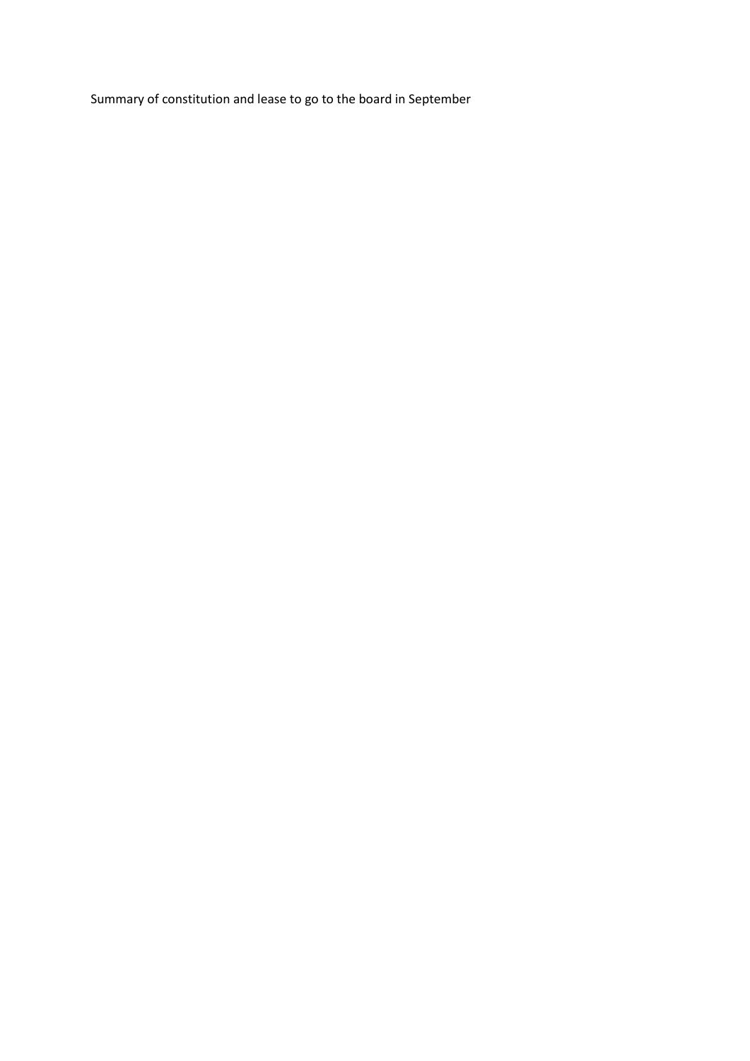Summary of constitution and lease to go to the board in September